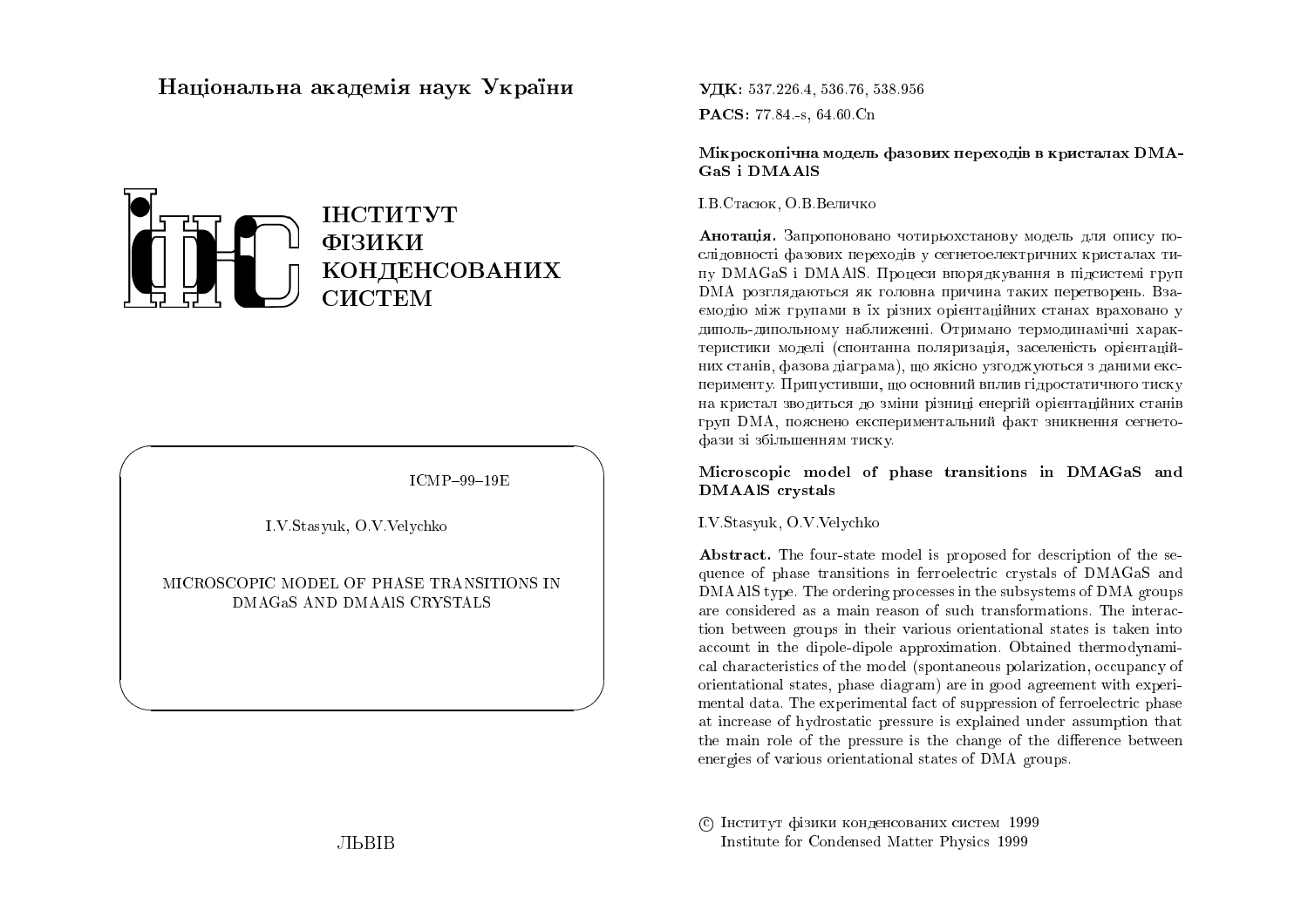# Національна академія наук України

ІНСТИТУТ ФІЗИКИ КОНДЕНСОВАНИХ СИСТЕМ

ICMP–99–19E

I.V.Stasyuk, O.V.Velychko

MICROSCOPIC MODEL OF PHASE TRANSITIONS IN DMAGaS AND DMAAlS CRYSTALS

ЛЬВІВ

**УДК:** 537.226.4, 536.76, 538.956

**PACS:** 77.84.-s, 64.60.Cn

**Мікроскопічна модель фазових переходів в кристалах DMAGaS і DMAAlS**

І.В.Стасюк, О.В.Величко

**Анотація.** Запропоновано чотирьохстанову модель для опису послідовності фазових переходів у сегнетоелектричних кристалах типу DMAGaS і DMAAlS. Процеси впорядкування в підсистемі груп DMA розглядаються як головна причина таких перетворень. Взаємодію між групами в їх різних орієнтаційних станах враховано у диполь-дипольному наближенні. Отримано термодинамічні характеристики моделі (спонтанна поляризація, заселеність орієнтаційних станів, фазова діаграма), що якісно узгоджуються з даними експерименту. Припустивши, що основний вплив гідростатичного тиску на кристал зводиться до зміни різниці енергій орієнтаційних станів груп DMA, пояснено експериментальний факт зникнення сегнетофази зі збільшенням тиску.

**Microscopic model of phase transitions in DMAGaS and DMAAlS crystals**

I.V.Stasyuk, O.V.Velychko

**Abstract.** The four-state model is proposed for description of the sequence of phase transitions in ferroelectric crystals of DMAGaS and DMAAlS type. The ordering processes in the subsystems of DMA groups are considered as a main reason of such transformations. The interaction between groups in their various orientational states is taken into account in the dipole-dipole approximation. Obtained thermodynamical characteristics of the model (spontaneous polarization, occupancy of orientational states, phase diagram) are in good agreement with experimental data. The experimental fact of suppression of ferroelectric phase at increase of hydrostatic pressure is explained under assumption that the main role of the pressure is the change of the difference between energies of various orientational states of DMA groups.

© Інститут фізики конденсованих систем 1999
Institute for Condensed Matter Physics 1999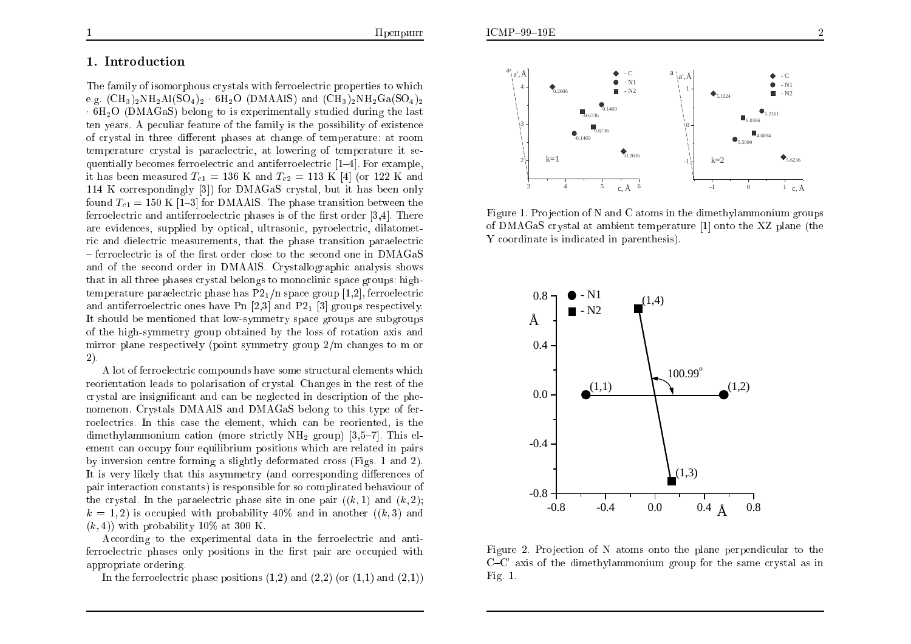## 1. Introduction

The family of isomorphous crystals with ferroelectric properties to which e.g. $(CH_3)_2NH_2Al(SO_4)_2 \cdot 6H_2O$ (DMAAlS) and $(CH_3)_2NH_2Ga(SO_4)_2 \cdot 6H_2O$ (DMAGaS) belong to is experimentally studied during the last ten years. A peculiar feature of the family is the possibility of existence of crystal in three different phases at change of temperature: at room temperature crystal is paraelectric, at lowering of temperature it sequentially becomes ferroelectric and antiferroelectric [1–4]. For example, it has been measured $T_{c1} = 136$ K and $T_{c2} = 113$ K [4] (or 122 K and 114 K correspondingly [3]) for DMAGaS crystal, but it has been only found $T_{c1} = 150$ K [1–3] for DMAAlS. The phase transition between the ferroelectric and antiferroelectric phases is of the first order [3,4]. There are evidences, supplied by optical, ultrasonic, pyroelectric, dilatometric and dielectric measurements, that the phase transition paraelectric – ferroelectric is of the first order close to the second one in DMAGaS and of the second order in DMAAlS. Crystallographic analysis shows that in all three phases crystal belongs to monoclinic space groups: high-temperature paraelectric phase has $P2_1/n$ space group [1,2], ferroelectric and antiferroelectric ones have Pn [2,3] and $P2_1$ [3] groups respectively. It should be mentioned that low-symmetry space groups are subgroups of the high-symmetry group obtained by the loss of rotation axis and mirror plane respectively (point symmetry group 2/m changes to m or 2).

A lot of ferroelectric compounds have some structural elements which reorientation leads to polarisation of crystal. Changes in the rest of the crystal are insignificant and can be neglected in description of the phenomenon. Crystals DMAAlS and DMAGaS belong to this type of ferroelectrics. In this case the element, which can be reoriented, is the dimethylammonium cation (more strictly $NH_2$ group) [3,5–7]. This element can occupy four equilibrium positions which are related in pairs by inversion centre forming a slightly deformated cross (Figs. 1 and 2). It is very likely that this asymmetry (and corresponding differences of pair interaction constants) is responsible for so complicated behaviour of the crystal. In the paraelectric phase site in one pair ($(k,1)$ and $(k,2)$; $k = 1,2$) is occupied with probability 40% and in another ($(k,3)$ and $(k,4)$) with probability 10% at 300 K.

According to the experimental data in the ferroelectric and antiferroelectric phases only positions in the first pair are occupied with appropriate ordering.

In the ferroelectric phase positions (1,2) and (2,2) (or (1,1) and (2,1))

Figure 1. Projection of N and C atoms in the dimethylammonium groups of DMAGaS crystal at ambient temperature [1] onto the XZ plane (the Y coordinate is indicated in parenthesis).

Figure 2. Projection of N atoms onto the plane perpendicular to the C–C′ axis of the dimethylammonium group for the same crystal as in Fig. 1.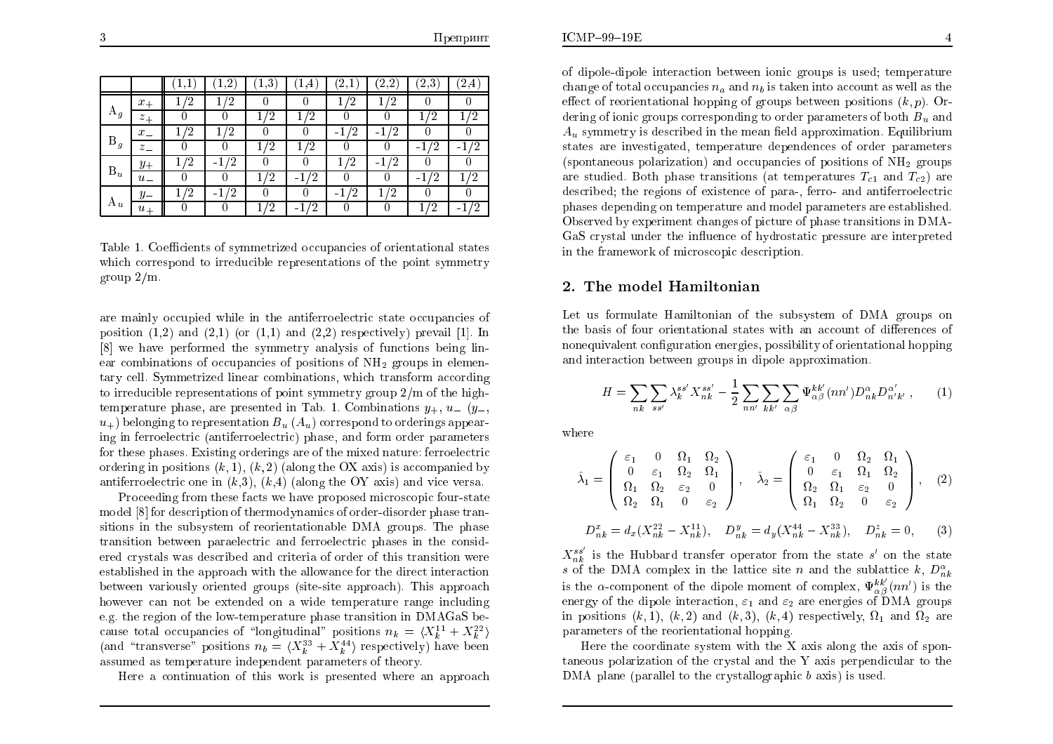|  |  | (1,1) | (1,2) | (1,3) | (1,4) | (2,1) | (2,2) | (2,3) | (2,4) |
|---|---|---|---|---|---|---|---|---|---|
| $A_g$ | $x_+$ | 1/2 | 1/2 | 0 | 0 | 1/2 | 1/2 | 0 | 0 |
|  | $z_+$ | 0 | 0 | 1/2 | 1/2 | 0 | 0 | 1/2 | 1/2 |
| $B_g$ | $x_-$ | 1/2 | 1/2 | 0 | 0 | -1/2 | -1/2 | 0 | 0 |
|  | $z_-$ | 0 | 0 | 1/2 | 1/2 | 0 | 0 | -1/2 | -1/2 |
| $B_u$ | $y_+$ | 1/2 | -1/2 | 0 | 0 | 1/2 | -1/2 | 0 | 0 |
|  | $u_-$ | 0 | 0 | 1/2 | -1/2 | 0 | 0 | -1/2 | 1/2 |
| $A_u$ | $y_-$ | 1/2 | -1/2 | 0 | 0 | -1/2 | 1/2 | 0 | 0 |
|  | $u_+$ | 0 | 0 | 1/2 | -1/2 | 0 | 0 | 1/2 | -1/2 |

Table 1. Coefficients of symmetrized occupancies of orientational states which correspond to irreducible representations of the point symmetry group 2/m.

are mainly occupied while in the antiferroelectric state occupancies of position (1,2) and (2,1) (or (1,1) and (2,2) respectively) prevail [1]. In [8] we have performed the symmetry analysis of functions being linear combinations of occupancies of positions of $NH_2$ groups in elementary cell. Symmetrized linear combinations, which transform according to irreducible representations of point symmetry group 2/m of the high-temperature phase, are presented in Tab. 1. Combinations $y_+$, $u_-$ ($y_-$, $u_+$) belonging to representation $B_u$ ($A_u$) correspond to orderings appearing in ferroelectric (antiferroelectric) phase, and form order parameters for these phases. Existing orderings are of the mixed nature: ferroelectric ordering in positions $(k,1)$, $(k,2)$ (along the OX axis) is accompanied by antiferroelectric one in $(k,3)$, $(k,4)$ (along the OY axis) and vice versa.

Proceeding from these facts we have proposed microscopic four-state model [8] for description of thermodynamics of order-disorder phase transitions in the subsystem of reorientationable DMA groups. The phase transition between paraelectric and ferroelectric phases in the considered crystals was described and criteria of order of this transition were established in the approach with the allowance for the direct interaction between variously oriented groups (site-site approach). This approach however can not be extended on a wide temperature range including e.g. the region of the low-temperature phase transition in DMAGaS because total occupancies of "longitudinal" positions $n_k = \langle X_k^{11} + X_k^{22} \rangle$ (and "transverse" positions $n_b = \langle X_k^{33} + X_k^{44} \rangle$ respectively) have been assumed as temperature independent parameters of theory.

Here a continuation of this work is presented where an approach of dipole-dipole interaction between ionic groups is used; temperature change of total occupancies $n_a$ and $n_b$ is taken into account as well as the effect of reorientational hopping of groups between positions $(k,p)$. Ordering of ionic groups corresponding to order parameters of both $B_u$ and $A_u$ symmetry is described in the mean field approximation. Equilibrium states are investigated, temperature dependences of order parameters (spontaneous polarization) and occupancies of positions of $NH_2$ groups are studied. Both phase transitions (at temperatures $T_{c1}$ and $T_{c2}$) are described; the regions of existence of para-, ferro- and antiferroelectric phases depending on temperature and model parameters are established. Observed by experiment changes of picture of phase transitions in DMAGaS crystal under the influence of hydrostatic pressure are interpreted in the framework of microscopic description.

## 2. The model Hamiltonian

Let us formulate Hamiltonian of the subsystem of DMA groups on the basis of four orientational states with an account of differences of nonequivalent configuration energies, possibility of orientational hopping and interaction between groups in dipole approximation.

$$H = \sum_{nk} \sum_{ss'} \lambda_k^{ss'} X_{nk}^{ss'} - \frac{1}{2} \sum_{nn'} \sum_{kk'} \sum_{\alpha\beta} \Psi_{\alpha\beta}^{kk'}(nn') D_{nk}^{\alpha} D_{n'k'}^{\alpha'} , \qquad (1)$$

where

$$\hat{\lambda}_1 = \begin{pmatrix} \varepsilon_1 & 0 & \Omega_1 & \Omega_2 \\ 0 & \varepsilon_1 & \Omega_2 & \Omega_1 \\ \Omega_1 & \Omega_2 & \varepsilon_2 & 0 \\ \Omega_2 & \Omega_1 & 0 & \varepsilon_2 \end{pmatrix}, \quad \hat{\lambda}_2 = \begin{pmatrix} \varepsilon_1 & 0 & \Omega_2 & \Omega_1 \\ 0 & \varepsilon_1 & \Omega_1 & \Omega_2 \\ \Omega_2 & \Omega_1 & \varepsilon_2 & 0 \\ \Omega_1 & \Omega_2 & 0 & \varepsilon_2 \end{pmatrix}, \qquad (2)$$

$$D_{nk}^x = d_x(X_{nk}^{22} - X_{nk}^{11}), \quad D_{nk}^y = d_y(X_{nk}^{44} - X_{nk}^{33}), \quad D_{nk}^z = 0, \qquad (3)$$

$X_{nk}^{ss'}$ is the Hubbard transfer operator from the state $s'$ on the state $s$ of the DMA complex in the lattice site $n$ and the sublattice $k$, $D_{nk}^{\alpha}$ is the $\alpha$-component of the dipole moment of complex, $\Psi_{\alpha\beta}^{kk'}(nn')$ is the energy of the dipole interaction, $\varepsilon_1$ and $\varepsilon_2$ are energies of DMA groups in positions $(k,1)$, $(k,2)$ and $(k,3)$, $(k,4)$ respectively, $\Omega_1$ and $\Omega_2$ are parameters of the reorientational hopping.

Here the coordinate system with the X axis along the axis of spontaneous polarization of the crystal and the Y axis perpendicular to the DMA plane (parallel to the crystallographic $b$ axis) is used.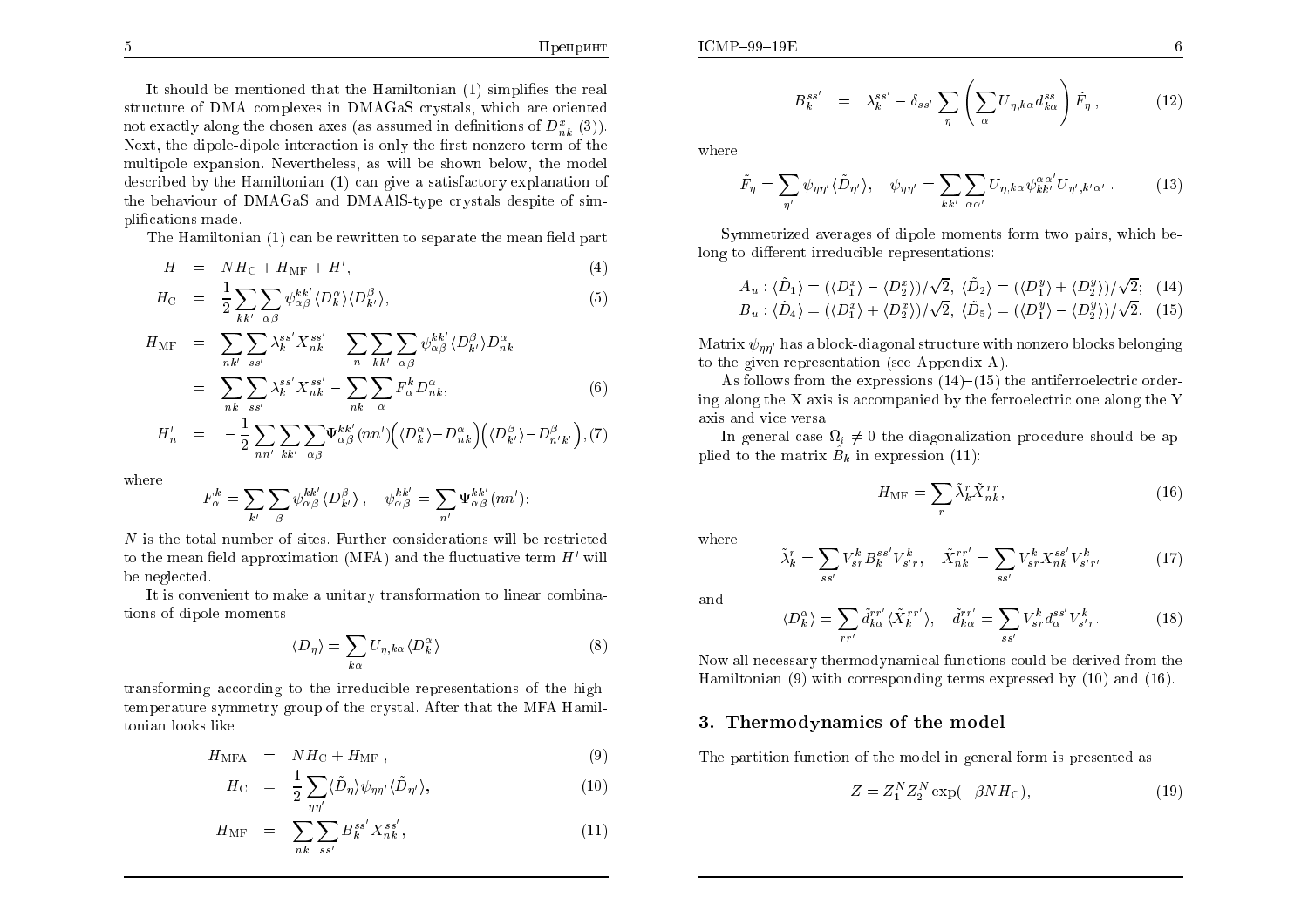It should be mentioned that the Hamiltonian (1) simplifies the real structure of DMA complexes in DMAGaS crystals, which are oriented not exactly along the chosen axes (as assumed in definitions of $D^x_{nk}$ (3)). Next, the dipole-dipole interaction is only the first nonzero term of the multipole expansion. Nevertheless, as will be shown below, the model described by the Hamiltonian (1) can give a satisfactory explanation of the behaviour of DMAGaS and DMAAlS-type crystals despite of simplifications made.

The Hamiltonian (1) can be rewritten to separate the mean field part

$$
\begin{aligned}
H &= NH_{\rm C} + H_{\rm MF} + H', & (4)\\
H_{\rm C} &= \frac{1}{2}\sum_{kk'}\sum_{\alpha\beta}\psi^{kk'}_{\alpha\beta}\langle D^\alpha_k\rangle\langle D^\beta_{k'}\rangle, & (5)\\
H_{\rm MF} &= \sum_{nk'}\sum_{ss'}\lambda^{ss'}_k X^{ss'}_{nk} - \sum_n\sum_{kk'}\sum_{\alpha\beta}\psi^{kk'}_{\alpha\beta}\langle D^\beta_{k'}\rangle D^\alpha_{nk} & \\
&= \sum_{nk}\sum_{ss'}\lambda^{ss'}_k X^{ss'}_{nk} - \sum_{nk}\sum_{\alpha}F^k_\alpha D^\alpha_{nk}, & (6)\\
H'_n &= -\frac{1}{2}\sum_{nn'}\sum_{kk'}\sum_{\alpha\beta}\Psi^{kk'}_{\alpha\beta}(nn')\Big(\langle D^\alpha_k\rangle - D^\alpha_{nk}\Big)\Big(\langle D^\beta_{k'}\rangle - D^\beta_{n'k'}\Big), & (7)
\end{aligned}
$$

where

$$
F^k_\alpha = \sum_{k'}\sum_{\beta}\psi^{kk'}_{\alpha\beta}\langle D^\beta_{k'}\rangle\,, \quad \psi^{kk'}_{\alpha\beta} = \sum_{n'}\Psi^{kk'}_{\alpha\beta}(nn');
$$

$N$ is the total number of sites. Further considerations will be restricted to the mean field approximation (MFA) and the fluctuative term $H'$ will be neglected.

It is convenient to make a unitary transformation to linear combinations of dipole moments

$$
\langle D_\eta\rangle = \sum_{k\alpha} U_{\eta,k\alpha}\langle D^\alpha_k\rangle \qquad (8)
$$

transforming according to the irreducible representations of the high-temperature symmetry group of the crystal. After that the MFA Hamiltonian looks like

$$
\begin{aligned}
H_{\rm MFA} &= NH_{\rm C} + H_{\rm MF}\,, & (9)\\
H_{\rm C} &= \frac{1}{2}\sum_{\eta\eta'}\langle\tilde{D}_\eta\rangle\psi_{\eta\eta'}\langle\tilde{D}_{\eta'}\rangle, & (10)\\
H_{\rm MF} &= \sum_{nk}\sum_{ss'}B^{ss'}_k X^{ss'}_{nk}, & (11)
\end{aligned}
$$

$$
B^{ss'}_k = \lambda^{ss'}_k - \delta_{ss'}\sum_\eta\left(\sum_\alpha U_{\eta,k\alpha}d^{ss}_{k\alpha}\right)\tilde{F}_\eta\,, \qquad (12)
$$

where

$$
\tilde{F}_\eta = \sum_{\eta'}\psi_{\eta\eta'}\langle\tilde{D}_{\eta'}\rangle, \quad \psi_{\eta\eta'} = \sum_{kk'}\sum_{\alpha\alpha'}U_{\eta,k\alpha}\psi^{\alpha\alpha'}_{kk'}U_{\eta',k'\alpha'}\,. \qquad (13)
$$

Symmetrized averages of dipole moments form two pairs, which belong to different irreducible representations:

$$
\begin{aligned}
A_u &: \langle\tilde{D}_1\rangle = (\langle D^x_1\rangle - \langle D^x_2\rangle)/\sqrt{2},\ \langle\tilde{D}_2\rangle = (\langle D^y_1\rangle + \langle D^y_2\rangle)/\sqrt{2}; & (14)\\
B_u &: \langle\tilde{D}_4\rangle = (\langle D^x_1\rangle + \langle D^x_2\rangle)/\sqrt{2},\ \langle\tilde{D}_5\rangle = (\langle D^y_1\rangle - \langle D^y_2\rangle)/\sqrt{2}. & (15)
\end{aligned}
$$

Matrix $\psi_{\eta\eta'}$ has a block-diagonal structure with nonzero blocks belonging to the given representation (see Appendix A).

As follows from the expressions (14)–(15) the antiferroelectric ordering along the X axis is accompanied by the ferroelectric one along the Y axis and vice versa.

In general case $\Omega_i \neq 0$ the diagonalization procedure should be applied to the matrix $\hat{B}_k$ in expression (11):

$$
H_{\rm MF} = \sum_r \tilde{\lambda}^r_k\tilde{X}^{rr}_{nk}, \qquad (16)
$$

where

$$
\tilde{\lambda}^r_k = \sum_{ss'}V^k_{sr}B^{ss'}_k V^k_{s'r}, \quad \tilde{X}^{rr'}_{nk} = \sum_{ss'}V^k_{sr}X^{ss'}_{nk}V^k_{s'r'} \qquad (17)
$$

and

$$
\langle D^\alpha_k\rangle = \sum_{rr'}\tilde{d}^{rr'}_{k\alpha}\langle\tilde{X}^{rr'}_k\rangle, \quad \tilde{d}^{rr'}_{k\alpha} = \sum_{ss'}V^k_{sr}d^{ss'}_\alpha V^k_{s'r}. \qquad (18)
$$

Now all necessary thermodynamical functions could be derived from the Hamiltonian (9) with corresponding terms expressed by (10) and (16).

## 3. Thermodynamics of the model

The partition function of the model in general form is presented as

$$
Z = Z_1^N Z_2^N \exp(-\beta N H_{\rm C}), \qquad (19)
$$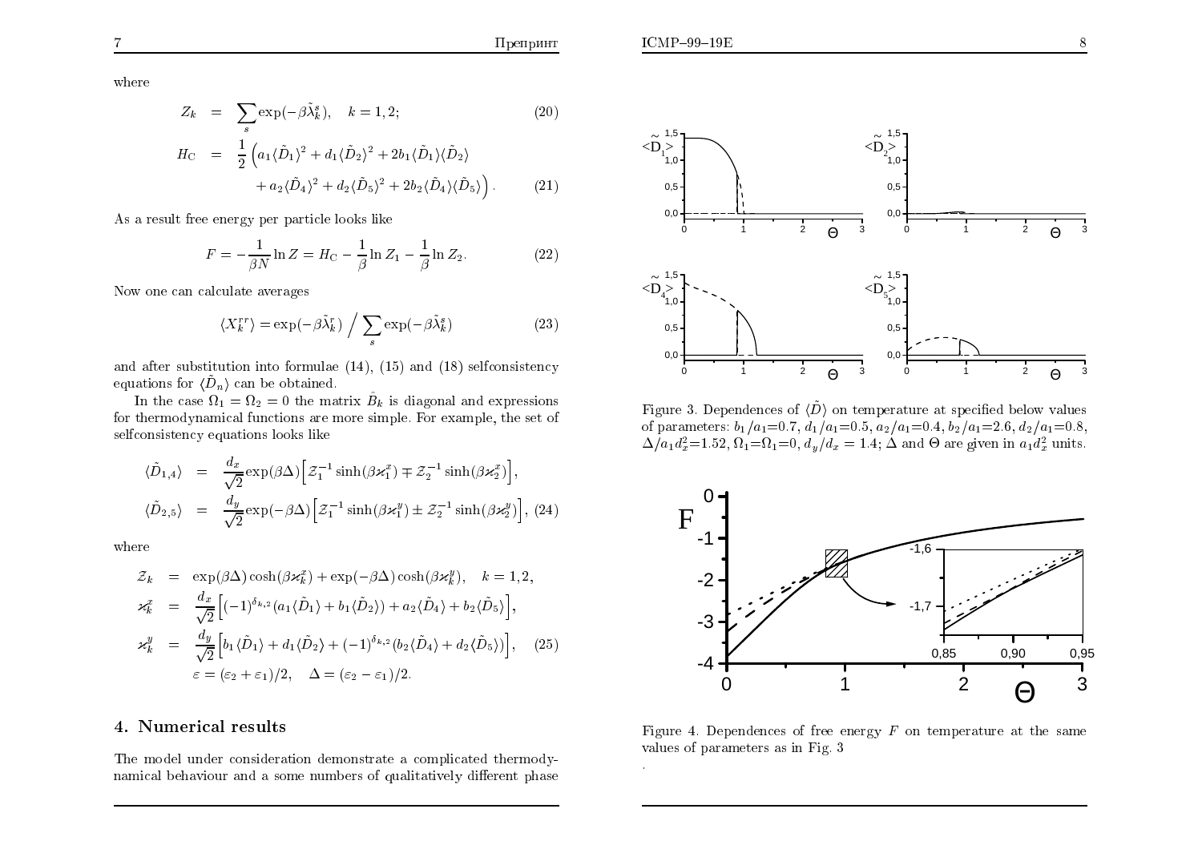where

$$Z_k = \sum_s \exp(-\beta\tilde{\lambda}_k^s), \quad k=1,2; \tag{20}$$

$$H_{\mathrm{C}} = \frac{1}{2}\Big(a_1\langle\tilde{D}_1\rangle^2 + d_1\langle\tilde{D}_2\rangle^2 + 2b_1\langle\tilde{D}_1\rangle\langle\tilde{D}_2\rangle + a_2\langle\tilde{D}_4\rangle^2 + d_2\langle\tilde{D}_5\rangle^2 + 2b_2\langle\tilde{D}_4\rangle\langle\tilde{D}_5\rangle\Big). \tag{21}$$

As a result free energy per particle looks like

$$F = -\frac{1}{\beta N}\ln Z = H_{\mathrm{C}} - \frac{1}{\beta}\ln Z_1 - \frac{1}{\beta}\ln Z_2. \tag{22}$$

Now one can calculate averages

$$\langle X_k^{rr}\rangle = \exp(-\beta\tilde{\lambda}_k^r) \Big/ \sum_s \exp(-\beta\tilde{\lambda}_k^s) \tag{23}$$

and after substitution into formulae (14), (15) and (18) selfconsistency equations for $\langle\tilde{D}_n\rangle$ can be obtained.

In the case $\Omega_1=\Omega_2=0$ the matrix $\hat{B}_k$ is diagonal and expressions for thermodynamical functions are more simple. For example, the set of selfconsistency equations looks like

$$\langle\tilde{D}_{1,4}\rangle = \frac{d_x}{\sqrt{2}}\exp(\beta\Delta)\Big[\mathcal{Z}_1^{-1}\sinh(\beta\varkappa_1^x) \mp \mathcal{Z}_2^{-1}\sinh(\beta\varkappa_2^x)\Big],$$

$$\langle\tilde{D}_{2,5}\rangle = \frac{d_y}{\sqrt{2}}\exp(-\beta\Delta)\Big[\mathcal{Z}_1^{-1}\sinh(\beta\varkappa_1^y) \pm \mathcal{Z}_2^{-1}\sinh(\beta\varkappa_2^y)\Big], \tag{24}$$

where

$$\mathcal{Z}_k = \exp(\beta\Delta)\cosh(\beta\varkappa_k^x) + \exp(-\beta\Delta)\cosh(\beta\varkappa_k^y), \quad k=1,2,$$

$$\varkappa_k^x = \frac{d_x}{\sqrt{2}}\Big[(-1)^{\delta_{k,2}}(a_1\langle\tilde{D}_1\rangle + b_1\langle\tilde{D}_2\rangle) + a_2\langle\tilde{D}_4\rangle + b_2\langle\tilde{D}_5\rangle\Big],$$

$$\varkappa_k^y = \frac{d_y}{\sqrt{2}}\Big[b_1\langle\tilde{D}_1\rangle + d_1\langle\tilde{D}_2\rangle + (-1)^{\delta_{k,2}}(b_2\langle\tilde{D}_4\rangle + d_2\langle\tilde{D}_5\rangle)\Big], \tag{25}$$

$$\varepsilon = (\varepsilon_2+\varepsilon_1)/2, \quad \Delta = (\varepsilon_2-\varepsilon_1)/2.$$

## 4. Numerical results

The model under consideration demonstrate a complicated thermodynamical behaviour and a some numbers of qualitatively different phase

Figure 3. Dependences of $\langle\tilde{D}\rangle$ on temperature at specified below values of parameters: $b_1/a_1$=0.7, $d_1/a_1$=0.5, $a_2/a_1$=0.4, $b_2/a_1$=2.6, $d_2/a_1$=0.8, $\Delta/a_1d_x^2$=1.52, $\Omega_1$=$\Omega_1$=0, $d_y/d_x=1.4$; $\Delta$ and $\Theta$ are given in $a_1d_x^2$ units.

Figure 4. Dependences of free energy $F$ on temperature at the same values of parameters as in Fig. 3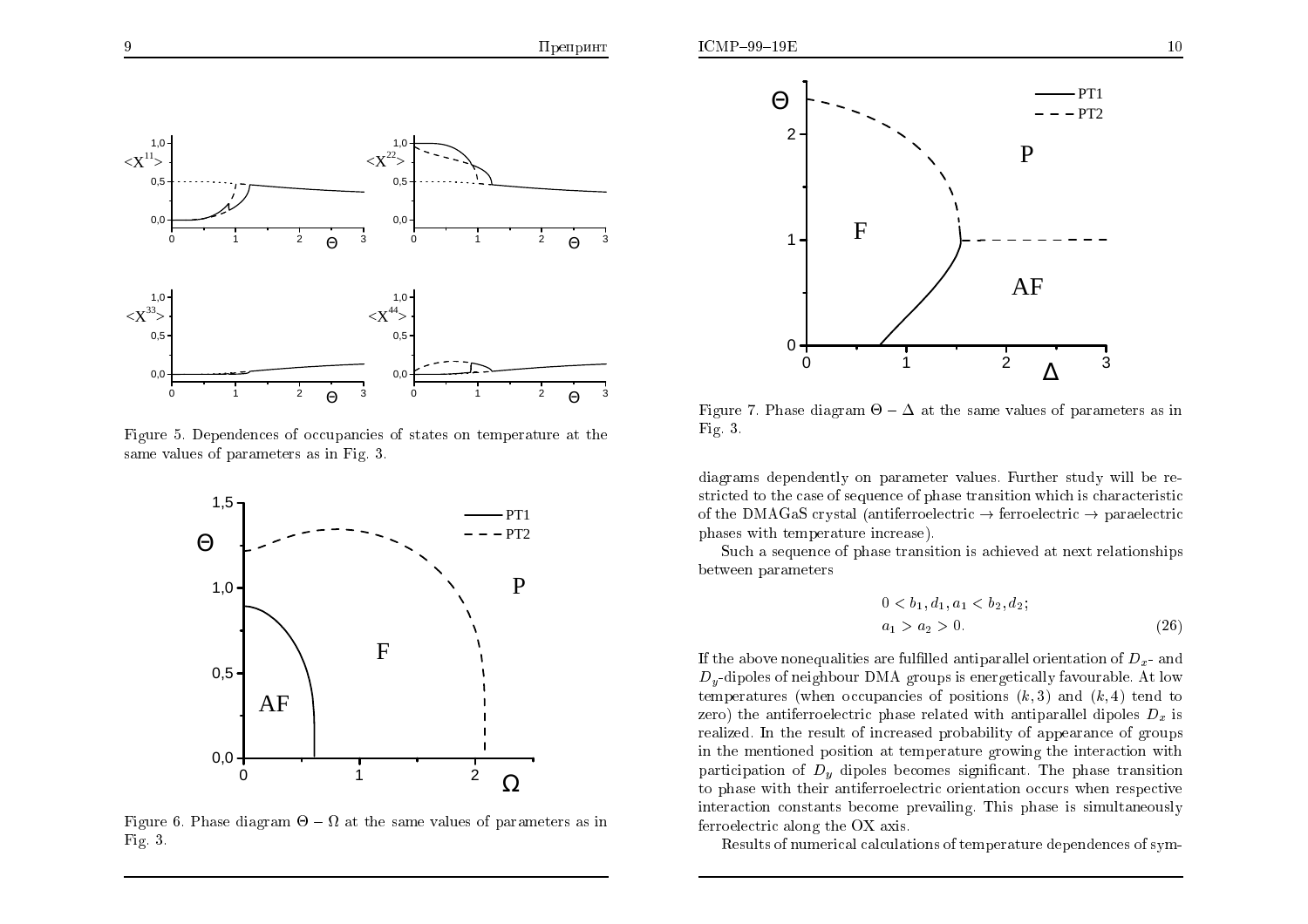Figure 5. Dependences of occupancies of states on temperature at the same values of parameters as in Fig. 3.

Figure 6. Phase diagram $\Theta - \Omega$ at the same values of parameters as in Fig. 3.

Figure 7. Phase diagram $\Theta - \Delta$ at the same values of parameters as in Fig. 3.

diagrams dependently on parameter values. Further study will be restricted to the case of sequence of phase transition which is characteristic of the DMAGaS crystal (antiferroelectric $\rightarrow$ ferroelectric $\rightarrow$ paraelectric phases with temperature increase).

Such a sequence of phase transition is achieved at next relationships between parameters

$$
\begin{aligned}
&0 < b_1, d_1, a_1 < b_2, d_2; \\
&a_1 > a_2 > 0.
\end{aligned}
\tag{26}
$$

If the above nonequalities are fulfilled antiparallel orientation of $D_x$- and $D_y$-dipoles of neighbour DMA groups is energetically favourable. At low temperatures (when occupancies of positions $(k, 3)$ and $(k, 4)$ tend to zero) the antiferroelectric phase related with antiparallel dipoles $D_x$ is realized. In the result of increased probability of appearance of groups in the mentioned position at temperature growing the interaction with participation of $D_y$ dipoles becomes significant. The phase transition to phase with their antiferroelectric orientation occurs when respective interaction constants become prevailing. This phase is simultaneously ferroelectric along the OX axis.

Results of numerical calculations of temperature dependences of sym-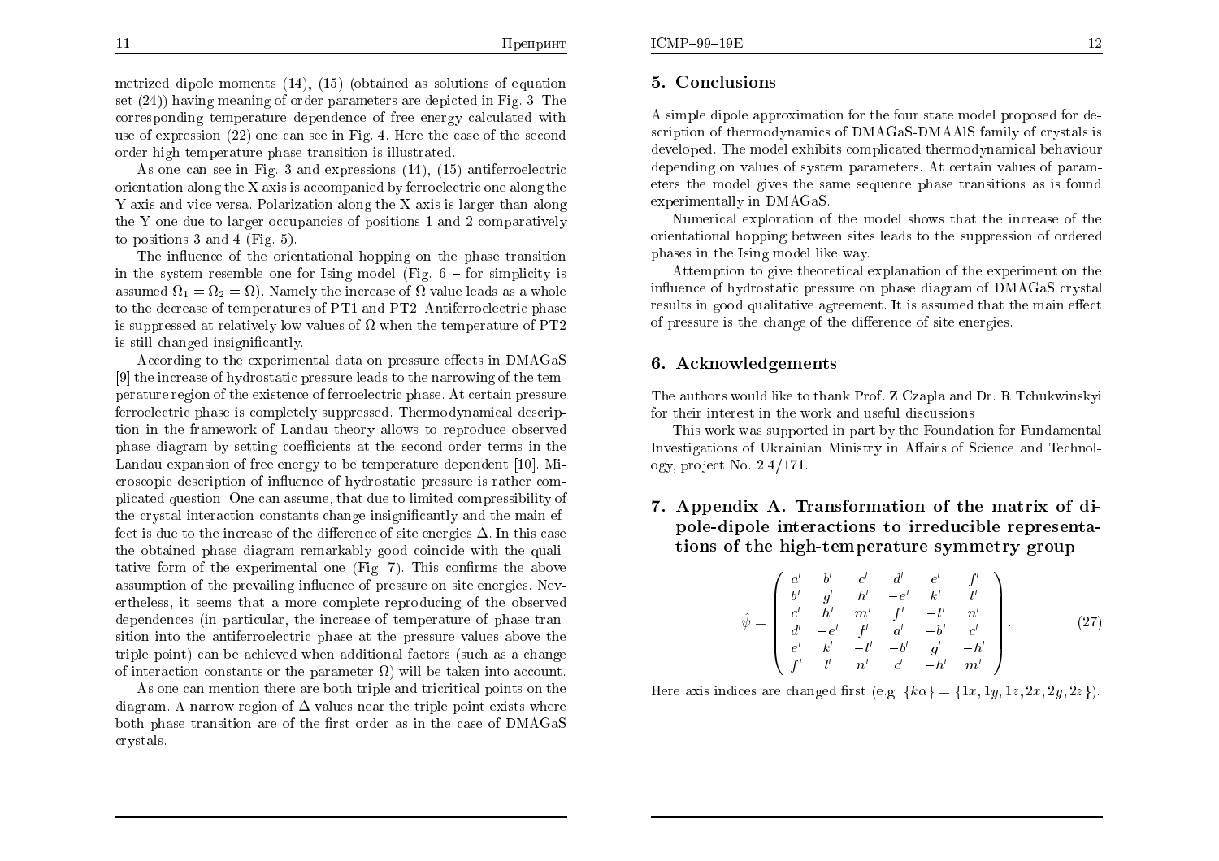metrized dipole moments (14), (15) (obtained as solutions of equation set (24)) having meaning of order parameters are depicted in Fig. 3. The corresponding temperature dependence of free energy calculated with use of expression (22) one can see in Fig. 4. Here the case of the second order high-temperature phase transition is illustrated.

As one can see in Fig. 3 and expressions (14), (15) antiferroelectric orientation along the X axis is accompanied by ferroelectric one along the Y axis and vice versa. Polarization along the X axis is larger than along the Y one due to larger occupancies of positions 1 and 2 comparatively to positions 3 and 4 (Fig. 5).

The influence of the orientational hopping on the phase transition in the system resemble one for Ising model (Fig. 6 – for simplicity is assumed $\Omega_1 = \Omega_2 = \Omega$). Namely the increase of $\Omega$ value leads as a whole to the decrease of temperatures of PT1 and PT2. Antiferroelectric phase is suppressed at relatively low values of $\Omega$ when the temperature of PT2 is still changed insignificantly.

According to the experimental data on pressure effects in DMAGaS [9] the increase of hydrostatic pressure leads to the narrowing of the temperature region of the existence of ferroelectric phase. At certain pressure ferroelectric phase is completely suppressed. Thermodynamical description in the framework of Landau theory allows to reproduce observed phase diagram by setting coefficients at the second order terms in the Landau expansion of free energy to be temperature dependent [10]. Microscopic description of influence of hydrostatic pressure is rather complicated question. One can assume, that due to limited compressibility of the crystal interaction constants change insignificantly and the main effect is due to the increase of the difference of site energies $\Delta$. In this case the obtained phase diagram remarkably good coincide with the qualitative form of the experimental one (Fig. 7). This confirms the above assumption of the prevailing influence of pressure on site energies. Nevertheless, it seems that a more complete reproducing of the observed dependences (in particular, the increase of temperature of phase transition into the antiferroelectric phase at the pressure values above the triple point) can be achieved when additional factors (such as a change of interaction constants or the parameter $\Omega$) will be taken into account.

As one can mention there are both triple and tricritical points on the diagram. A narrow region of $\Delta$ values near the triple point exists where both phase transition are of the first order as in the case of DMAGaS crystals.

## 5. Conclusions

A simple dipole approximation for the four state model proposed for description of thermodynamics of DMAGaS-DMAAlS family of crystals is developed. The model exhibits complicated thermodynamical behaviour depending on values of system parameters. At certain values of parameters the model gives the same sequence phase transitions as is found experimentally in DMAGaS.

Numerical exploration of the model shows that the increase of the orientational hopping between sites leads to the suppression of ordered phases in the Ising model like way.

Attemption to give theoretical explanation of the experiment on the influence of hydrostatic pressure on phase diagram of DMAGaS crystal results in good qualitative agreement. It is assumed that the main effect of pressure is the change of the difference of site energies.

## 6. Acknowledgements

The authors would like to thank Prof. Z.Czapla and Dr. R.Tchukwinskyi for their interest in the work and useful discussions

This work was supported in part by the Foundation for Fundamental Investigations of Ukrainian Ministry in Affairs of Science and Technology, project No. 2.4/171.

## 7. Appendix A. Transformation of the matrix of dipole-dipole interactions to irreducible representations of the high-temperature symmetry group

$$\hat{\psi} = \begin{pmatrix} a' & b' & c' & d' & e' & f' \\ b' & g' & h' & -e' & k' & l' \\ c' & h' & m' & f' & -l' & n' \\ d' & -e' & f' & a' & -b' & c' \\ e' & k' & -l' & -b' & g' & -h' \\ f' & l' & n' & c' & -h' & m' \end{pmatrix}. \tag{27}$$

Here axis indices are changed first (e.g. $\{k\alpha\} = \{1x, 1y, 1z, 2x, 2y, 2z\}$).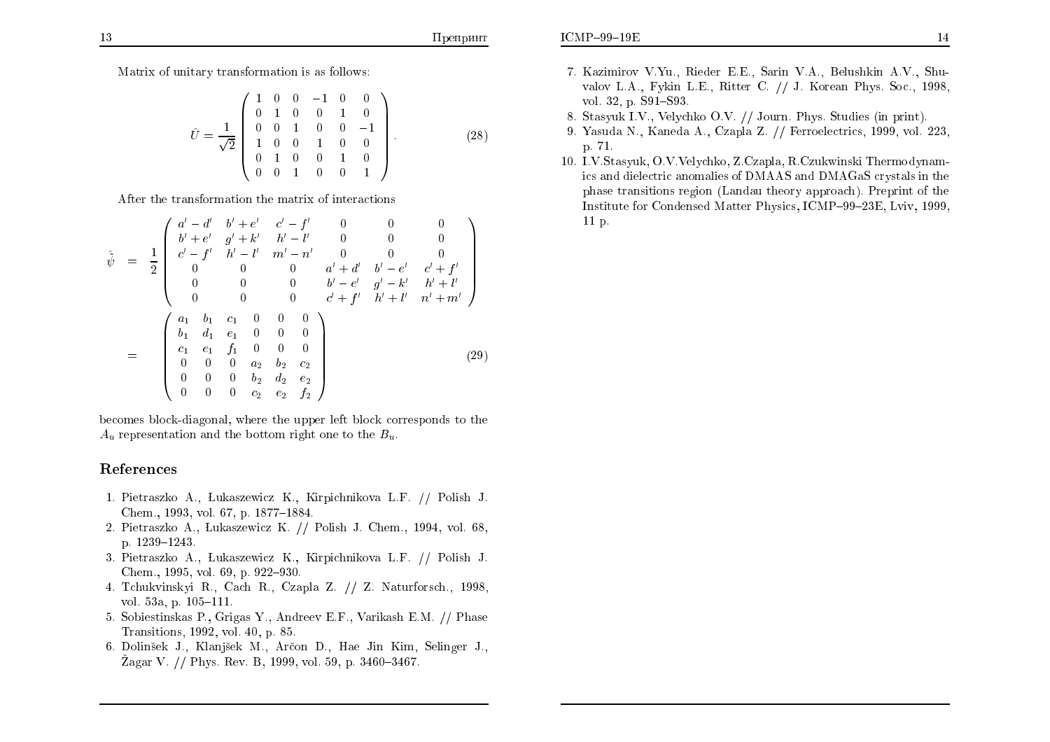Matrix of unitary transformation is as follows:

$$\hat{U} = \frac{1}{\sqrt{2}} \begin{pmatrix} 1 & 0 & 0 & -1 & 0 & 0 \\ 0 & 1 & 0 & 0 & 1 & 0 \\ 0 & 0 & 1 & 0 & 0 & -1 \\ 1 & 0 & 0 & 1 & 0 & 0 \\ 0 & 1 & 0 & 0 & 1 & 0 \\ 0 & 0 & 1 & 0 & 0 & 1 \end{pmatrix}. \tag{28}$$

After the transformation the matrix of interactions

$$\begin{aligned} \tilde{\hat{\psi}} &= \frac{1}{2} \begin{pmatrix} a'-d' & b'+e' & c'-f' & 0 & 0 & 0 \\ b'+e' & g'+k' & h'-l' & 0 & 0 & 0 \\ c'-f' & h'-l' & m'-n' & 0 & 0 & 0 \\ 0 & 0 & 0 & a'+d' & b'-e' & c'+f' \\ 0 & 0 & 0 & b'-e' & g'-k' & h'+l' \\ 0 & 0 & 0 & c'+f' & h'+l' & n'+m' \end{pmatrix} \\ &= \begin{pmatrix} a_1 & b_1 & c_1 & 0 & 0 & 0 \\ b_1 & d_1 & e_1 & 0 & 0 & 0 \\ c_1 & e_1 & f_1 & 0 & 0 & 0 \\ 0 & 0 & 0 & a_2 & b_2 & c_2 \\ 0 & 0 & 0 & b_2 & d_2 & e_2 \\ 0 & 0 & 0 & c_2 & e_2 & f_2 \end{pmatrix} \end{aligned} \tag{29}$$

becomes block-diagonal, where the upper left block corresponds to the $A_u$ representation and the bottom right one to the $B_u$.

## References

1. Pietraszko A., Łukaszewicz K., Kirpichnikova L.F. // Polish J. Chem., 1993, vol. 67, p. 1877–1884.
2. Pietraszko A., Łukaszewicz K. // Polish J. Chem., 1994, vol. 68, p. 1239–1243.
3. Pietraszko A., Łukaszewicz K., Kirpichnikova L.F. // Polish J. Chem., 1995, vol. 69, p. 922–930.
4. Tchukvinskyi R., Cach R., Czapla Z. // Z. Naturforsch., 1998, vol. 53a, p. 105–111.
5. Sobiestinskas P., Grigas Y., Andreev E.F., Varikash E.M. // Phase Transitions, 1992, vol. 40, p. 85.
6. Dolinšek J., Klanjšek M., Arčon D., Hae Jin Kim, Selinger J., Žagar V. // Phys. Rev. B, 1999, vol. 59, p. 3460–3467.
7. Kazimirov V.Yu., Rieder E.E., Sarin V.A., Belushkin A.V., Shuvalov L.A., Fykin L.E., Ritter C. // J. Korean Phys. Soc., 1998, vol. 32, p. S91–S93.
8. Stasyuk I.V., Velychko O.V. // Journ. Phys. Studies (in print).
9. Yasuda N., Kaneda A., Czapla Z. // Ferroelectrics, 1999, vol. 223, p. 71.
10. I.V.Stasyuk, O.V.Velychko, Z.Czapla, R.Czukwinski Thermodynamics and dielectric anomalies of DMAAS and DMAGaS crystals in the phase transitions region (Landau theory approach). Preprint of the Institute for Condensed Matter Physics, ICMP–99–23E, Lviv, 1999, 11 p.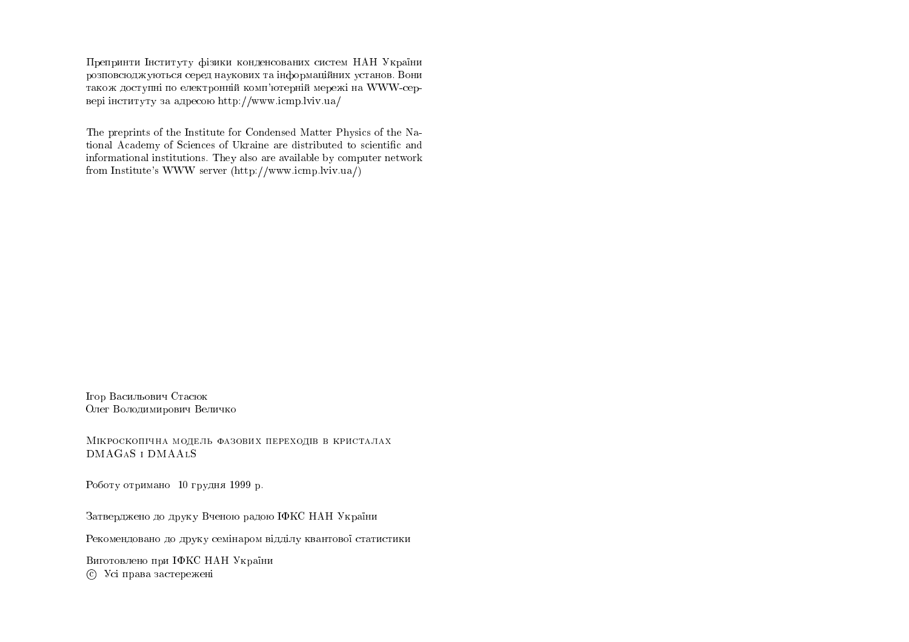Препринти Інституту фізики конденсованих систем НАН України розповсюджуються серед наукових та інформаційних установ. Вони також доступні по електронній комп'ютерній мережі на WWW-сервері інституту за адресою http://www.icmp.lviv.ua/

The preprints of the Institute for Condensed Matter Physics of the National Academy of Sciences of Ukraine are distributed to scientific and informational institutions. They also are available by computer network from Institute's WWW server (http://www.icmp.lviv.ua/)

Ігор Васильович Стасюк
Олег Володимирович Величко

Мікроскопічна модель фазових переходів в кристалах DMAGaS і DMAAlS

Роботу отримано 10 грудня 1999 р.

Затверджено до друку Вченою радою ІФКС НАН України

Рекомендовано до друку семінаром відділу квантової статистики

Виготовлено при ІФКС НАН України
© Усі права застережені